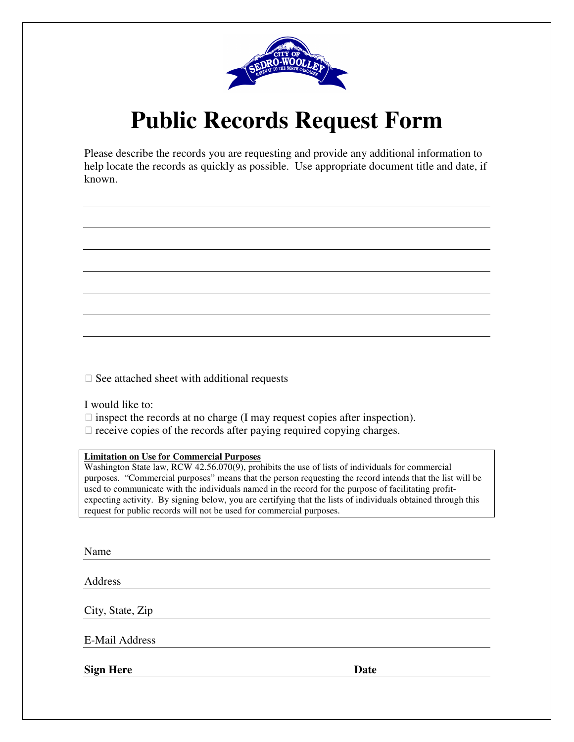# Public Records Request Form

Please describe the records you are requesting and provide any additional information to help locate the records as quickly as possible. Use appropriate document title and date, if known.

☐ See attached sheet with additional requests

I would like to:

☐ inspect the records at no charge (I may request copies after inspection).

☐ receive copies of the records after paying required copying charges.

**Limitation on Use for Commercial Purposes**

Washington State law, RCW 42.56.070(9), prohibits the use of lists of individuals for commercial purposes. "Commercial purposes" means that the person requesting the record intends that the list will be used to communicate with the individuals named in the record for the purpose of facilitating profit-expecting activity. By signing below, you are certifying that the lists of individuals obtained through this request for public records will not be used for commercial purposes.

Name

Address

City, State, Zip

E-Mail Address

**Sign Here** **Date**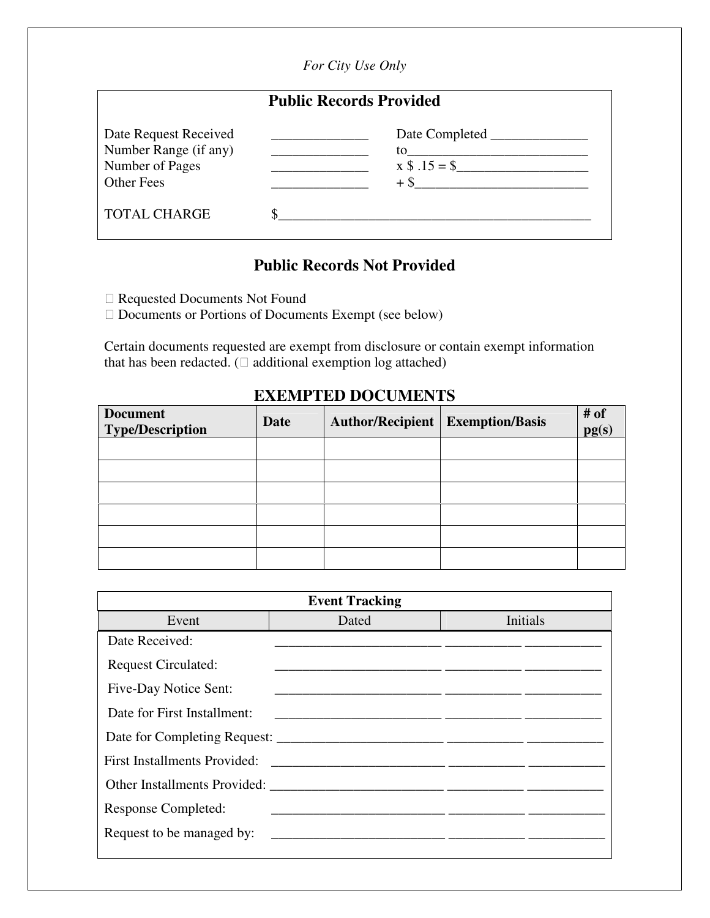*For City Use Only*

## Public Records Provided

| | | |
|---|---|---|
| Date Request Received | ______________ | Date Completed ______________ |
| Number Range (if any) | ______________ | to___________________________ |
| Number of Pages | ______________ | x $ .15 = $____________________ |
| Other Fees | ______________ | + $__________________________ |

TOTAL CHARGE $_______________________________________________

## Public Records Not Provided

☐ Requested Documents Not Found
☐ Documents or Portions of Documents Exempt (see below)

Certain documents requested are exempt from disclosure or contain exempt information that has been redacted. (☐ additional exemption log attached)

## EXEMPTED DOCUMENTS

| Document Type/Description | Date | Author/Recipient | Exemption/Basis | # of pg(s) |
|---|---|---|---|---|
| | | | | |
| | | | | |
| | | | | |
| | | | | |
| | | | | |
| | | | | |

**Event Tracking**

| Event | Dated | Initials |
|---|---|---|
| Date Received: | ________________________ | ___________ ___________ |
| Request Circulated: | ________________________ | ___________ ___________ |
| Five-Day Notice Sent: | ________________________ | ___________ ___________ |
| Date for First Installment: | ________________________ | ___________ ___________ |
| Date for Completing Request: | ________________________ | ___________ ___________ |
| First Installments Provided: | ________________________ | ___________ ___________ |
| Other Installments Provided: | ________________________ | ___________ ___________ |
| Response Completed: | ________________________ | ___________ ___________ |
| Request to be managed by: | ________________________ | ___________ ___________ |